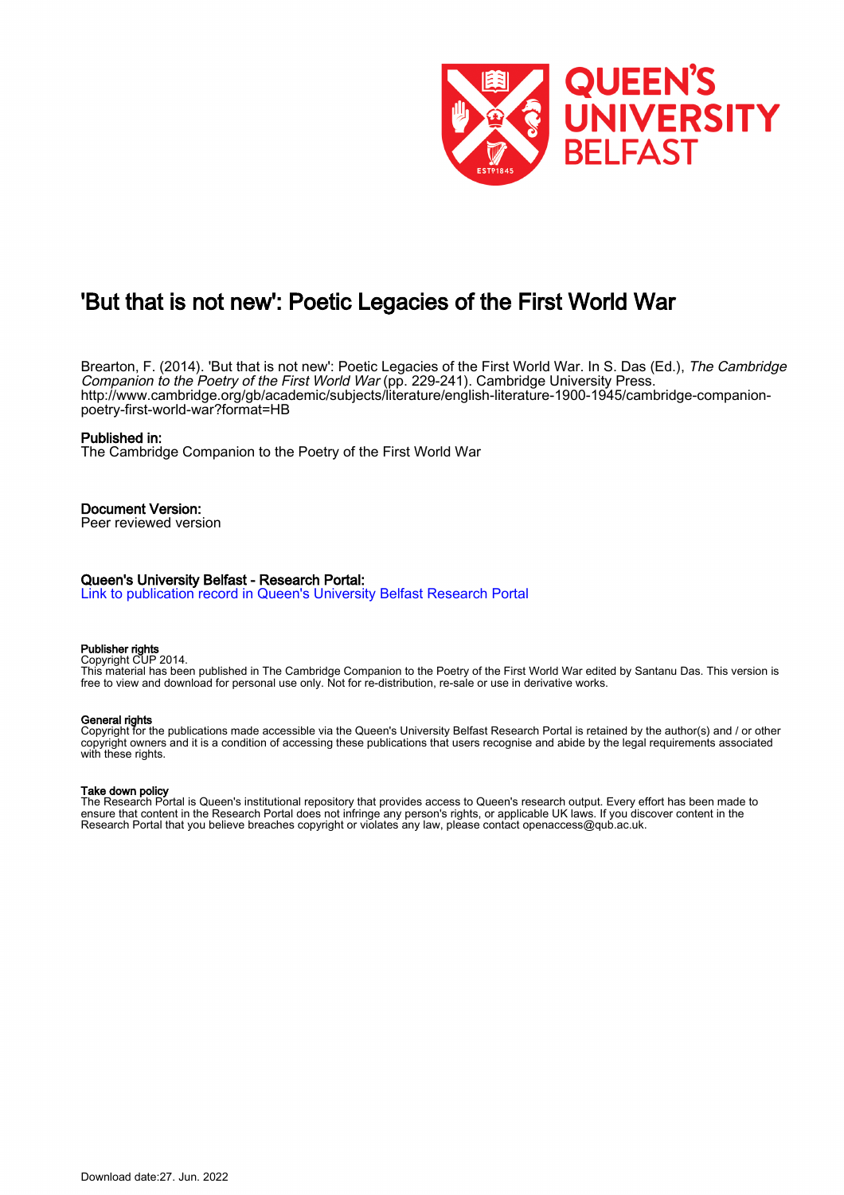# 'But that is not new': Poetic Legacies of the First World War

Brearton, F. (2014). 'But that is not new': Poetic Legacies of the First World War. In S. Das (Ed.), *The Cambridge Companion to the Poetry of the First World War* (pp. 229-241). Cambridge University Press. http://www.cambridge.org/gb/academic/subjects/literature/english-literature-1900-1945/cambridge-companion-poetry-first-world-war?format=HB

**Published in:**
The Cambridge Companion to the Poetry of the First World War

**Document Version:**
Peer reviewed version

**Queen's University Belfast - Research Portal:**
Link to publication record in Queen's University Belfast Research Portal

**Publisher rights**
Copyright CUP 2014.
This material has been published in The Cambridge Companion to the Poetry of the First World War edited by Santanu Das. This version is free to view and download for personal use only. Not for re-distribution, re-sale or use in derivative works.

**General rights**
Copyright for the publications made accessible via the Queen's University Belfast Research Portal is retained by the author(s) and / or other copyright owners and it is a condition of accessing these publications that users recognise and abide by the legal requirements associated with these rights.

**Take down policy**
The Research Portal is Queen's institutional repository that provides access to Queen's research output. Every effort has been made to ensure that content in the Research Portal does not infringe any person's rights, or applicable UK laws. If you discover content in the Research Portal that you believe breaches copyright or violates any law, please contact openaccess@qub.ac.uk.

Download date:27. Jun. 2022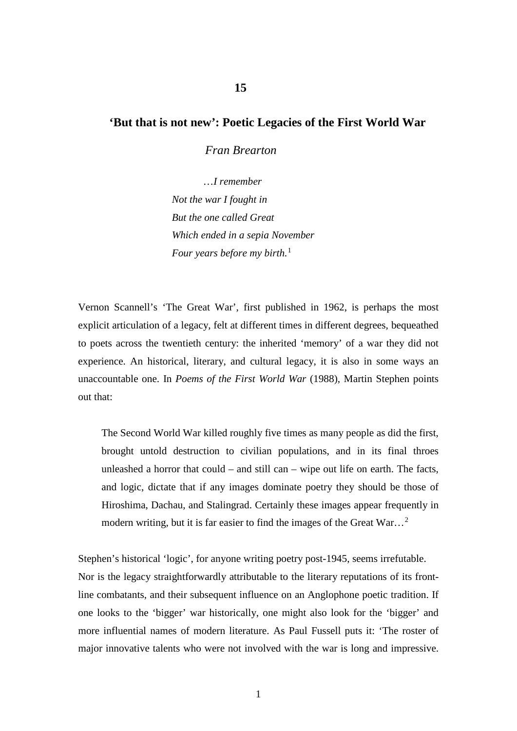## 15

# 'But that is not new': Poetic Legacies of the First World War

*Fran Brearton*

> *…I remember*
> *Not the war I fought in*
> *But the one called Great*
> *Which ended in a sepia November*
> *Four years before my birth.*[1]

Vernon Scannell's 'The Great War', first published in 1962, is perhaps the most explicit articulation of a legacy, felt at different times in different degrees, bequeathed to poets across the twentieth century: the inherited 'memory' of a war they did not experience. An historical, literary, and cultural legacy, it is also in some ways an unaccountable one. In *Poems of the First World War* (1988), Martin Stephen points out that:

> The Second World War killed roughly five times as many people as did the first, brought untold destruction to civilian populations, and in its final throes unleashed a horror that could – and still can – wipe out life on earth. The facts, and logic, dictate that if any images dominate poetry they should be those of Hiroshima, Dachau, and Stalingrad. Certainly these images appear frequently in modern writing, but it is far easier to find the images of the Great War…[2]

Stephen's historical 'logic', for anyone writing poetry post-1945, seems irrefutable. Nor is the legacy straightforwardly attributable to the literary reputations of its front-line combatants, and their subsequent influence on an Anglophone poetic tradition. If one looks to the 'bigger' war historically, one might also look for the 'bigger' and more influential names of modern literature. As Paul Fussell puts it: 'The roster of major innovative talents who were not involved with the war is long and impressive.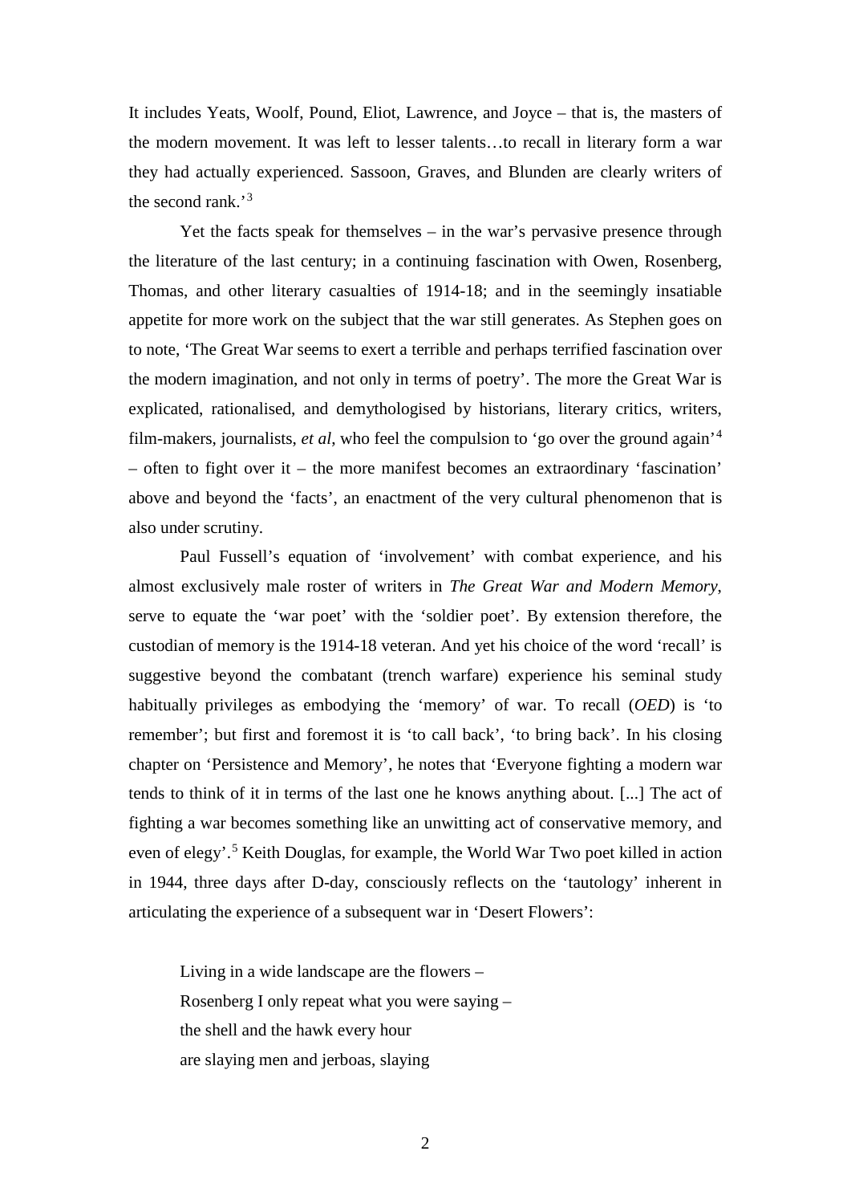It includes Yeats, Woolf, Pound, Eliot, Lawrence, and Joyce – that is, the masters of the modern movement. It was left to lesser talents…to recall in literary form a war they had actually experienced. Sassoon, Graves, and Blunden are clearly writers of the second rank.'[3]

Yet the facts speak for themselves – in the war's pervasive presence through the literature of the last century; in a continuing fascination with Owen, Rosenberg, Thomas, and other literary casualties of 1914-18; and in the seemingly insatiable appetite for more work on the subject that the war still generates. As Stephen goes on to note, 'The Great War seems to exert a terrible and perhaps terrified fascination over the modern imagination, and not only in terms of poetry'. The more the Great War is explicated, rationalised, and demythologised by historians, literary critics, writers, film-makers, journalists, *et al*, who feel the compulsion to 'go over the ground again'[4] – often to fight over it – the more manifest becomes an extraordinary 'fascination' above and beyond the 'facts', an enactment of the very cultural phenomenon that is also under scrutiny.

Paul Fussell's equation of 'involvement' with combat experience, and his almost exclusively male roster of writers in *The Great War and Modern Memory*, serve to equate the 'war poet' with the 'soldier poet'. By extension therefore, the custodian of memory is the 1914-18 veteran. And yet his choice of the word 'recall' is suggestive beyond the combatant (trench warfare) experience his seminal study habitually privileges as embodying the 'memory' of war. To recall (*OED*) is 'to remember'; but first and foremost it is 'to call back', 'to bring back'. In his closing chapter on 'Persistence and Memory', he notes that 'Everyone fighting a modern war tends to think of it in terms of the last one he knows anything about. [...] The act of fighting a war becomes something like an unwitting act of conservative memory, and even of elegy'.[5] Keith Douglas, for example, the World War Two poet killed in action in 1944, three days after D-day, consciously reflects on the 'tautology' inherent in articulating the experience of a subsequent war in 'Desert Flowers':

> Living in a wide landscape are the flowers –
> Rosenberg I only repeat what you were saying –
> the shell and the hawk every hour
> are slaying men and jerboas, slaying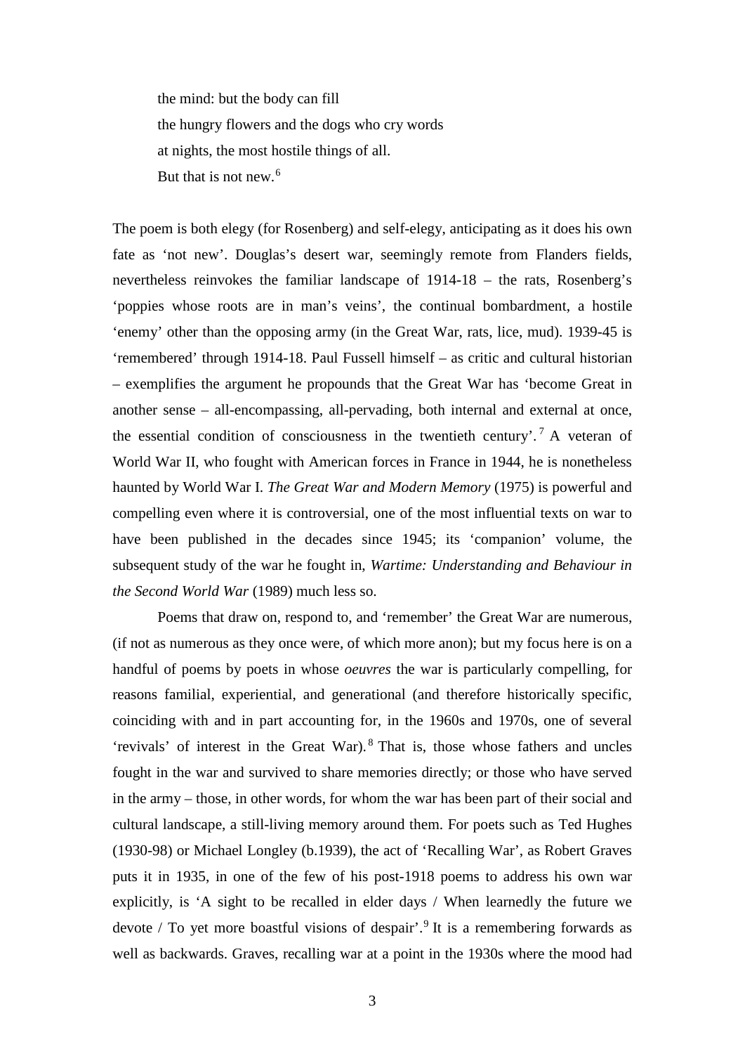the mind: but the body can fill  
the hungry flowers and the dogs who cry words  
at nights, the most hostile things of all.  
But that is not new.[6]

The poem is both elegy (for Rosenberg) and self-elegy, anticipating as it does his own fate as 'not new'. Douglas's desert war, seemingly remote from Flanders fields, nevertheless reinvokes the familiar landscape of 1914-18 – the rats, Rosenberg's 'poppies whose roots are in man's veins', the continual bombardment, a hostile 'enemy' other than the opposing army (in the Great War, rats, lice, mud). 1939-45 is 'remembered' through 1914-18. Paul Fussell himself – as critic and cultural historian – exemplifies the argument he propounds that the Great War has 'become Great in another sense – all-encompassing, all-pervading, both internal and external at once, the essential condition of consciousness in the twentieth century'.[7] A veteran of World War II, who fought with American forces in France in 1944, he is nonetheless haunted by World War I. *The Great War and Modern Memory* (1975) is powerful and compelling even where it is controversial, one of the most influential texts on war to have been published in the decades since 1945; its 'companion' volume, the subsequent study of the war he fought in, *Wartime: Understanding and Behaviour in the Second World War* (1989) much less so.

Poems that draw on, respond to, and 'remember' the Great War are numerous, (if not as numerous as they once were, of which more anon); but my focus here is on a handful of poems by poets in whose *oeuvres* the war is particularly compelling, for reasons familial, experiential, and generational (and therefore historically specific, coinciding with and in part accounting for, in the 1960s and 1970s, one of several 'revivals' of interest in the Great War).[8] That is, those whose fathers and uncles fought in the war and survived to share memories directly; or those who have served in the army – those, in other words, for whom the war has been part of their social and cultural landscape, a still-living memory around them. For poets such as Ted Hughes (1930-98) or Michael Longley (b.1939), the act of 'Recalling War', as Robert Graves puts it in 1935, in one of the few of his post-1918 poems to address his own war explicitly, is 'A sight to be recalled in elder days / When learnedly the future we devote / To yet more boastful visions of despair'.[9] It is a remembering forwards as well as backwards. Graves, recalling war at a point in the 1930s where the mood had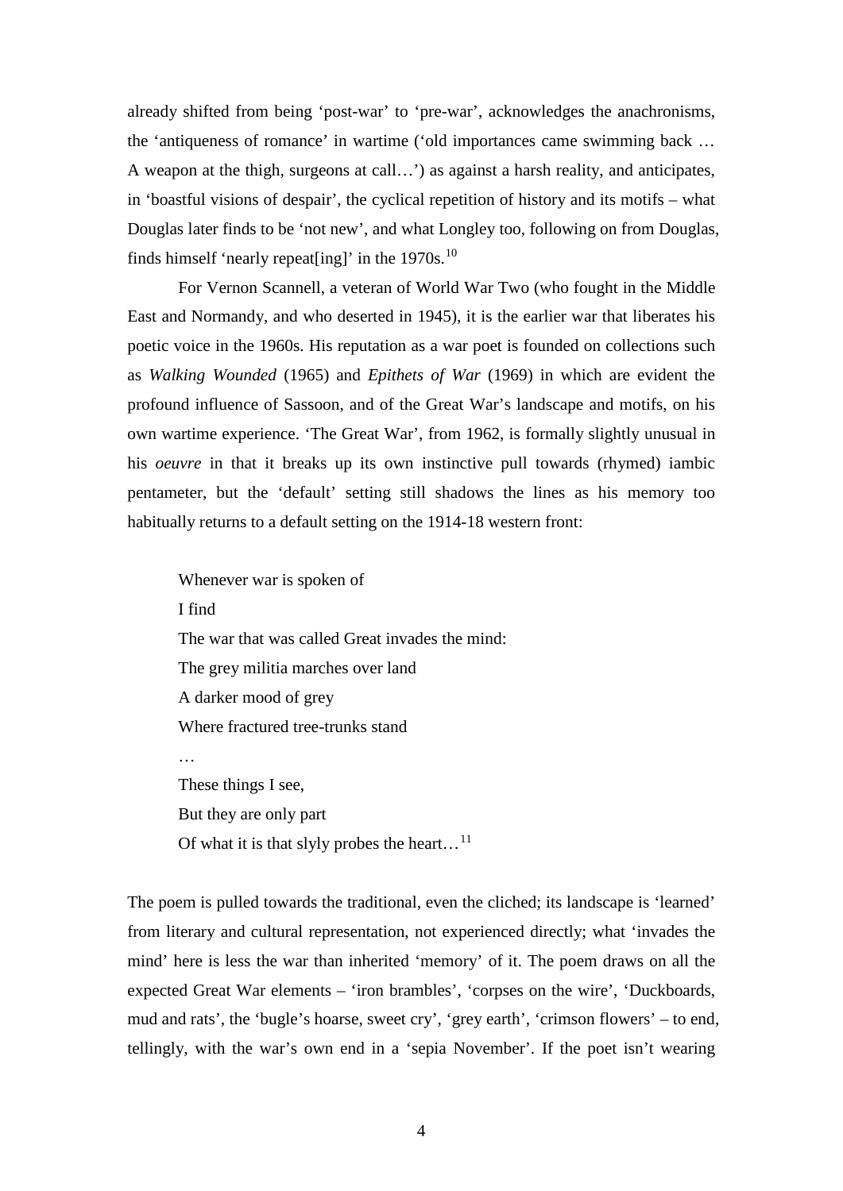already shifted from being 'post-war' to 'pre-war', acknowledges the anachronisms, the 'antiqueness of romance' in wartime ('old importances came swimming back … A weapon at the thigh, surgeons at call…') as against a harsh reality, and anticipates, in 'boastful visions of despair', the cyclical repetition of history and its motifs – what Douglas later finds to be 'not new', and what Longley too, following on from Douglas, finds himself 'nearly repeat[ing]' in the 1970s.[10]

For Vernon Scannell, a veteran of World War Two (who fought in the Middle East and Normandy, and who deserted in 1945), it is the earlier war that liberates his poetic voice in the 1960s. His reputation as a war poet is founded on collections such as *Walking Wounded* (1965) and *Epithets of War* (1969) in which are evident the profound influence of Sassoon, and of the Great War's landscape and motifs, on his own wartime experience. 'The Great War', from 1962, is formally slightly unusual in his *oeuvre* in that it breaks up its own instinctive pull towards (rhymed) iambic pentameter, but the 'default' setting still shadows the lines as his memory too habitually returns to a default setting on the 1914-18 western front:

> Whenever war is spoken of
> I find
> The war that was called Great invades the mind:
> The grey militia marches over land
> A darker mood of grey
> Where fractured tree-trunks stand
> …
> These things I see,
> But they are only part
> Of what it is that slyly probes the heart…[11]

The poem is pulled towards the traditional, even the cliched; its landscape is 'learned' from literary and cultural representation, not experienced directly; what 'invades the mind' here is less the war than inherited 'memory' of it. The poem draws on all the expected Great War elements – 'iron brambles', 'corpses on the wire', 'Duckboards, mud and rats', the 'bugle's hoarse, sweet cry', 'grey earth', 'crimson flowers' – to end, tellingly, with the war's own end in a 'sepia November'. If the poet isn't wearing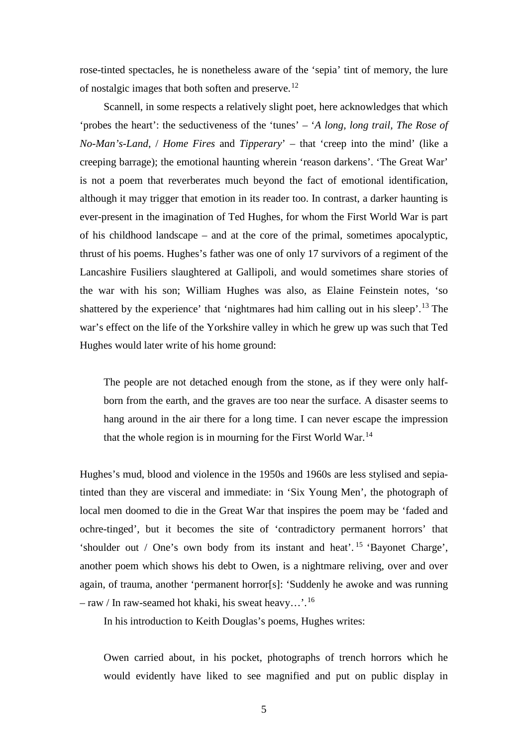rose-tinted spectacles, he is nonetheless aware of the 'sepia' tint of memory, the lure of nostalgic images that both soften and preserve.[12]

Scannell, in some respects a relatively slight poet, here acknowledges that which 'probes the heart': the seductiveness of the 'tunes' – '*A long, long trail, The Rose of No-Man's-Land*, / *Home Fires* and *Tipperary*' – that 'creep into the mind' (like a creeping barrage); the emotional haunting wherein 'reason darkens'. 'The Great War' is not a poem that reverberates much beyond the fact of emotional identification, although it may trigger that emotion in its reader too. In contrast, a darker haunting is ever-present in the imagination of Ted Hughes, for whom the First World War is part of his childhood landscape – and at the core of the primal, sometimes apocalyptic, thrust of his poems. Hughes's father was one of only 17 survivors of a regiment of the Lancashire Fusiliers slaughtered at Gallipoli, and would sometimes share stories of the war with his son; William Hughes was also, as Elaine Feinstein notes, 'so shattered by the experience' that 'nightmares had him calling out in his sleep'.[13] The war's effect on the life of the Yorkshire valley in which he grew up was such that Ted Hughes would later write of his home ground:

> The people are not detached enough from the stone, as if they were only half-born from the earth, and the graves are too near the surface. A disaster seems to hang around in the air there for a long time. I can never escape the impression that the whole region is in mourning for the First World War.[14]

Hughes's mud, blood and violence in the 1950s and 1960s are less stylised and sepia-tinted than they are visceral and immediate: in 'Six Young Men', the photograph of local men doomed to die in the Great War that inspires the poem may be 'faded and ochre-tinged', but it becomes the site of 'contradictory permanent horrors' that 'shoulder out / One's own body from its instant and heat'.[15] 'Bayonet Charge', another poem which shows his debt to Owen, is a nightmare reliving, over and over again, of trauma, another 'permanent horror[s]: 'Suddenly he awoke and was running – raw / In raw-seamed hot khaki, his sweat heavy…'.[16]

In his introduction to Keith Douglas's poems, Hughes writes:

> Owen carried about, in his pocket, photographs of trench horrors which he would evidently have liked to see magnified and put on public display in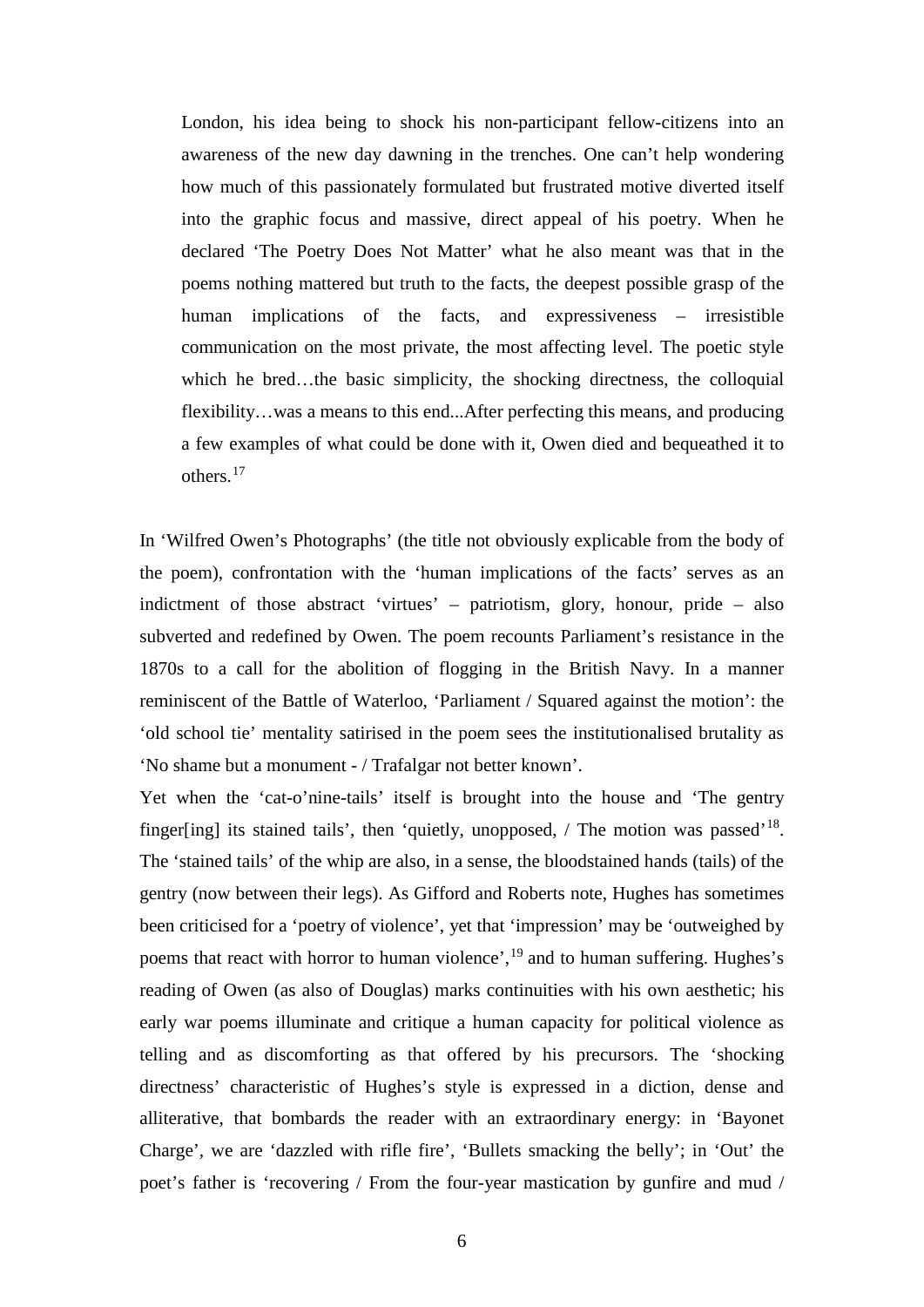> London, his idea being to shock his non-participant fellow-citizens into an awareness of the new day dawning in the trenches. One can't help wondering how much of this passionately formulated but frustrated motive diverted itself into the graphic focus and massive, direct appeal of his poetry. When he declared 'The Poetry Does Not Matter' what he also meant was that in the poems nothing mattered but truth to the facts, the deepest possible grasp of the human implications of the facts, and expressiveness – irresistible communication on the most private, the most affecting level. The poetic style which he bred…the basic simplicity, the shocking directness, the colloquial flexibility…was a means to this end...After perfecting this means, and producing a few examples of what could be done with it, Owen died and bequeathed it to others.[17]

In 'Wilfred Owen's Photographs' (the title not obviously explicable from the body of the poem), confrontation with the 'human implications of the facts' serves as an indictment of those abstract 'virtues' – patriotism, glory, honour, pride – also subverted and redefined by Owen. The poem recounts Parliament's resistance in the 1870s to a call for the abolition of flogging in the British Navy. In a manner reminiscent of the Battle of Waterloo, 'Parliament / Squared against the motion': the 'old school tie' mentality satirised in the poem sees the institutionalised brutality as 'No shame but a monument - / Trafalgar not better known'.

Yet when the 'cat-o'nine-tails' itself is brought into the house and 'The gentry finger[ing] its stained tails', then 'quietly, unopposed, / The motion was passed'[18]. The 'stained tails' of the whip are also, in a sense, the bloodstained hands (tails) of the gentry (now between their legs). As Gifford and Roberts note, Hughes has sometimes been criticised for a 'poetry of violence', yet that 'impression' may be 'outweighed by poems that react with horror to human violence',[19] and to human suffering. Hughes's reading of Owen (as also of Douglas) marks continuities with his own aesthetic; his early war poems illuminate and critique a human capacity for political violence as telling and as discomforting as that offered by his precursors. The 'shocking directness' characteristic of Hughes's style is expressed in a diction, dense and alliterative, that bombards the reader with an extraordinary energy: in 'Bayonet Charge', we are 'dazzled with rifle fire', 'Bullets smacking the belly'; in 'Out' the poet's father is 'recovering / From the four-year mastication by gunfire and mud /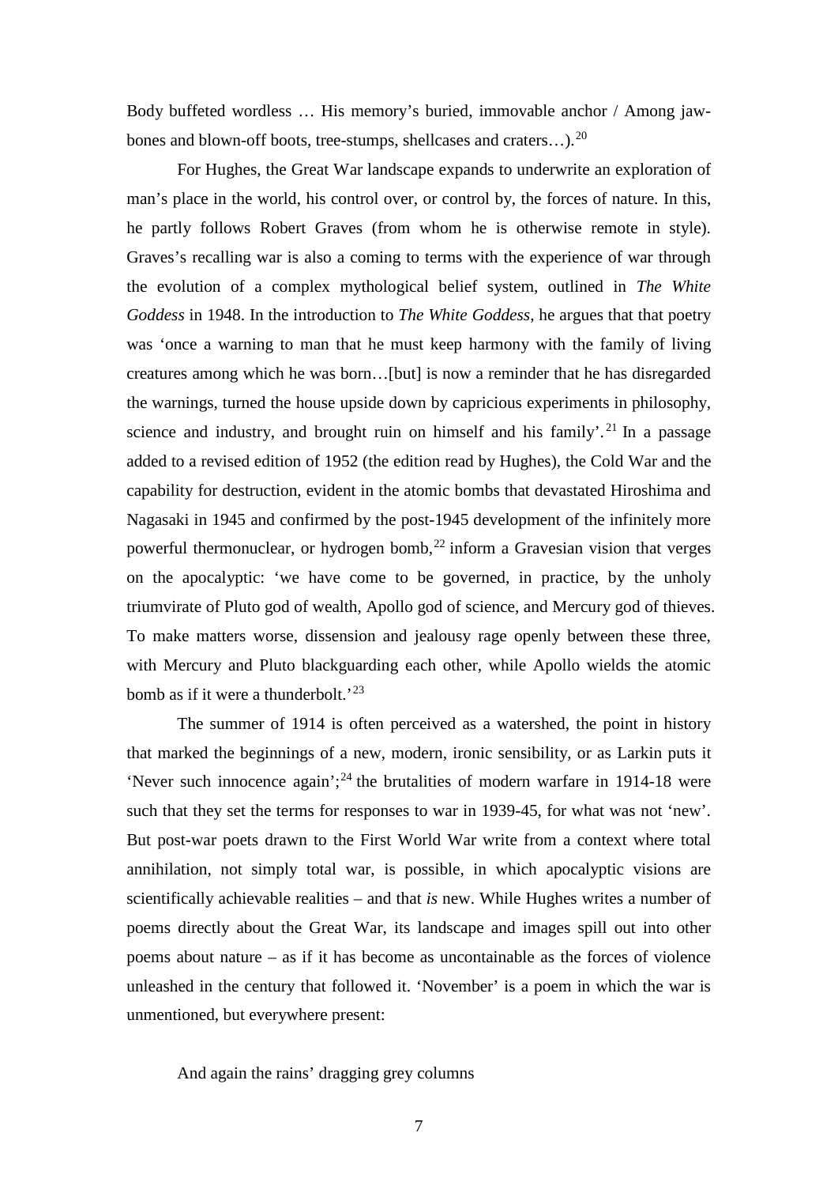Body buffeted wordless … His memory's buried, immovable anchor / Among jaw-bones and blown-off boots, tree-stumps, shellcases and craters…).[20]

For Hughes, the Great War landscape expands to underwrite an exploration of man's place in the world, his control over, or control by, the forces of nature. In this, he partly follows Robert Graves (from whom he is otherwise remote in style). Graves's recalling war is also a coming to terms with the experience of war through the evolution of a complex mythological belief system, outlined in *The White Goddess* in 1948. In the introduction to *The White Goddess*, he argues that that poetry was 'once a warning to man that he must keep harmony with the family of living creatures among which he was born…[but] is now a reminder that he has disregarded the warnings, turned the house upside down by capricious experiments in philosophy, science and industry, and brought ruin on himself and his family'.[21] In a passage added to a revised edition of 1952 (the edition read by Hughes), the Cold War and the capability for destruction, evident in the atomic bombs that devastated Hiroshima and Nagasaki in 1945 and confirmed by the post-1945 development of the infinitely more powerful thermonuclear, or hydrogen bomb,[22] inform a Gravesian vision that verges on the apocalyptic: 'we have come to be governed, in practice, by the unholy triumvirate of Pluto god of wealth, Apollo god of science, and Mercury god of thieves. To make matters worse, dissension and jealousy rage openly between these three, with Mercury and Pluto blackguarding each other, while Apollo wields the atomic bomb as if it were a thunderbolt.'[23]

The summer of 1914 is often perceived as a watershed, the point in history that marked the beginnings of a new, modern, ironic sensibility, or as Larkin puts it 'Never such innocence again';[24] the brutalities of modern warfare in 1914-18 were such that they set the terms for responses to war in 1939-45, for what was not 'new'. But post-war poets drawn to the First World War write from a context where total annihilation, not simply total war, is possible, in which apocalyptic visions are scientifically achievable realities – and that *is* new. While Hughes writes a number of poems directly about the Great War, its landscape and images spill out into other poems about nature – as if it has become as uncontainable as the forces of violence unleashed in the century that followed it. 'November' is a poem in which the war is unmentioned, but everywhere present:

And again the rains' dragging grey columns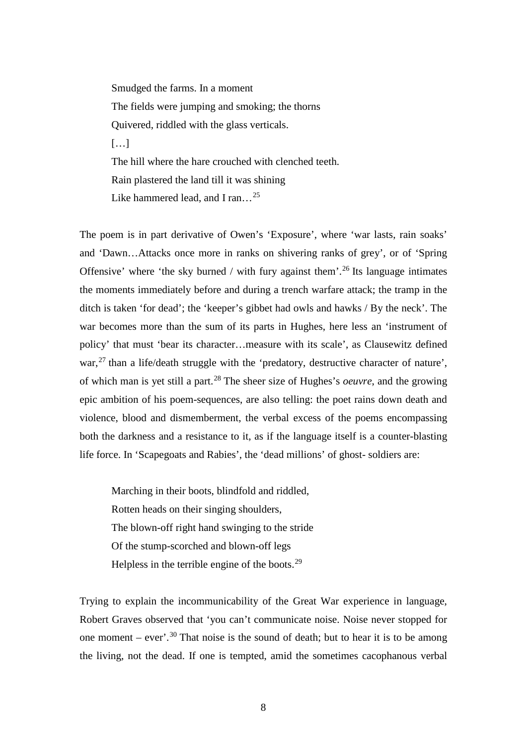Smudged the farms. In a moment  
The fields were jumping and smoking; the thorns  
Quivered, riddled with the glass verticals.  
[…]  
The hill where the hare crouched with clenched teeth.  
Rain plastered the land till it was shining  
Like hammered lead, and I ran…[25]

The poem is in part derivative of Owen's 'Exposure', where 'war lasts, rain soaks' and 'Dawn…Attacks once more in ranks on shivering ranks of grey', or of 'Spring Offensive' where 'the sky burned / with fury against them'.[26] Its language intimates the moments immediately before and during a trench warfare attack; the tramp in the ditch is taken 'for dead'; the 'keeper's gibbet had owls and hawks / By the neck'. The war becomes more than the sum of its parts in Hughes, here less an 'instrument of policy' that must 'bear its character…measure with its scale', as Clausewitz defined war,[27] than a life/death struggle with the 'predatory, destructive character of nature', of which man is yet still a part.[28] The sheer size of Hughes's *oeuvre*, and the growing epic ambition of his poem-sequences, are also telling: the poet rains down death and violence, blood and dismemberment, the verbal excess of the poems encompassing both the darkness and a resistance to it, as if the language itself is a counter-blasting life force. In 'Scapegoats and Rabies', the 'dead millions' of ghost- soldiers are:

Marching in their boots, blindfold and riddled,  
Rotten heads on their singing shoulders,  
The blown-off right hand swinging to the stride  
Of the stump-scorched and blown-off legs  
Helpless in the terrible engine of the boots.[29]

Trying to explain the incommunicability of the Great War experience in language, Robert Graves observed that 'you can't communicate noise. Noise never stopped for one moment – ever'.[30] That noise is the sound of death; but to hear it is to be among the living, not the dead. If one is tempted, amid the sometimes cacophanous verbal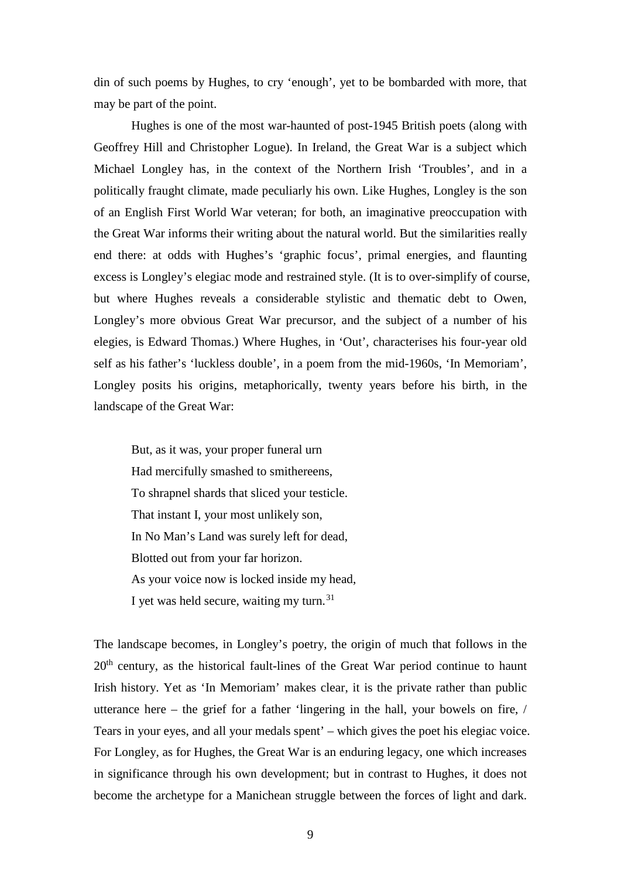din of such poems by Hughes, to cry 'enough', yet to be bombarded with more, that may be part of the point.

Hughes is one of the most war-haunted of post-1945 British poets (along with Geoffrey Hill and Christopher Logue). In Ireland, the Great War is a subject which Michael Longley has, in the context of the Northern Irish 'Troubles', and in a politically fraught climate, made peculiarly his own. Like Hughes, Longley is the son of an English First World War veteran; for both, an imaginative preoccupation with the Great War informs their writing about the natural world. But the similarities really end there: at odds with Hughes's 'graphic focus', primal energies, and flaunting excess is Longley's elegiac mode and restrained style. (It is to over-simplify of course, but where Hughes reveals a considerable stylistic and thematic debt to Owen, Longley's more obvious Great War precursor, and the subject of a number of his elegies, is Edward Thomas.) Where Hughes, in 'Out', characterises his four-year old self as his father's 'luckless double', in a poem from the mid-1960s, 'In Memoriam', Longley posits his origins, metaphorically, twenty years before his birth, in the landscape of the Great War:

> But, as it was, your proper funeral urn
> Had mercifully smashed to smithereens,
> To shrapnel shards that sliced your testicle.
> That instant I, your most unlikely son,
> In No Man's Land was surely left for dead,
> Blotted out from your far horizon.
> As your voice now is locked inside my head,
> I yet was held secure, waiting my turn.[31]

The landscape becomes, in Longley's poetry, the origin of much that follows in the 20th century, as the historical fault-lines of the Great War period continue to haunt Irish history. Yet as 'In Memoriam' makes clear, it is the private rather than public utterance here – the grief for a father 'lingering in the hall, your bowels on fire, / Tears in your eyes, and all your medals spent' – which gives the poet his elegiac voice. For Longley, as for Hughes, the Great War is an enduring legacy, one which increases in significance through his own development; but in contrast to Hughes, it does not become the archetype for a Manichean struggle between the forces of light and dark.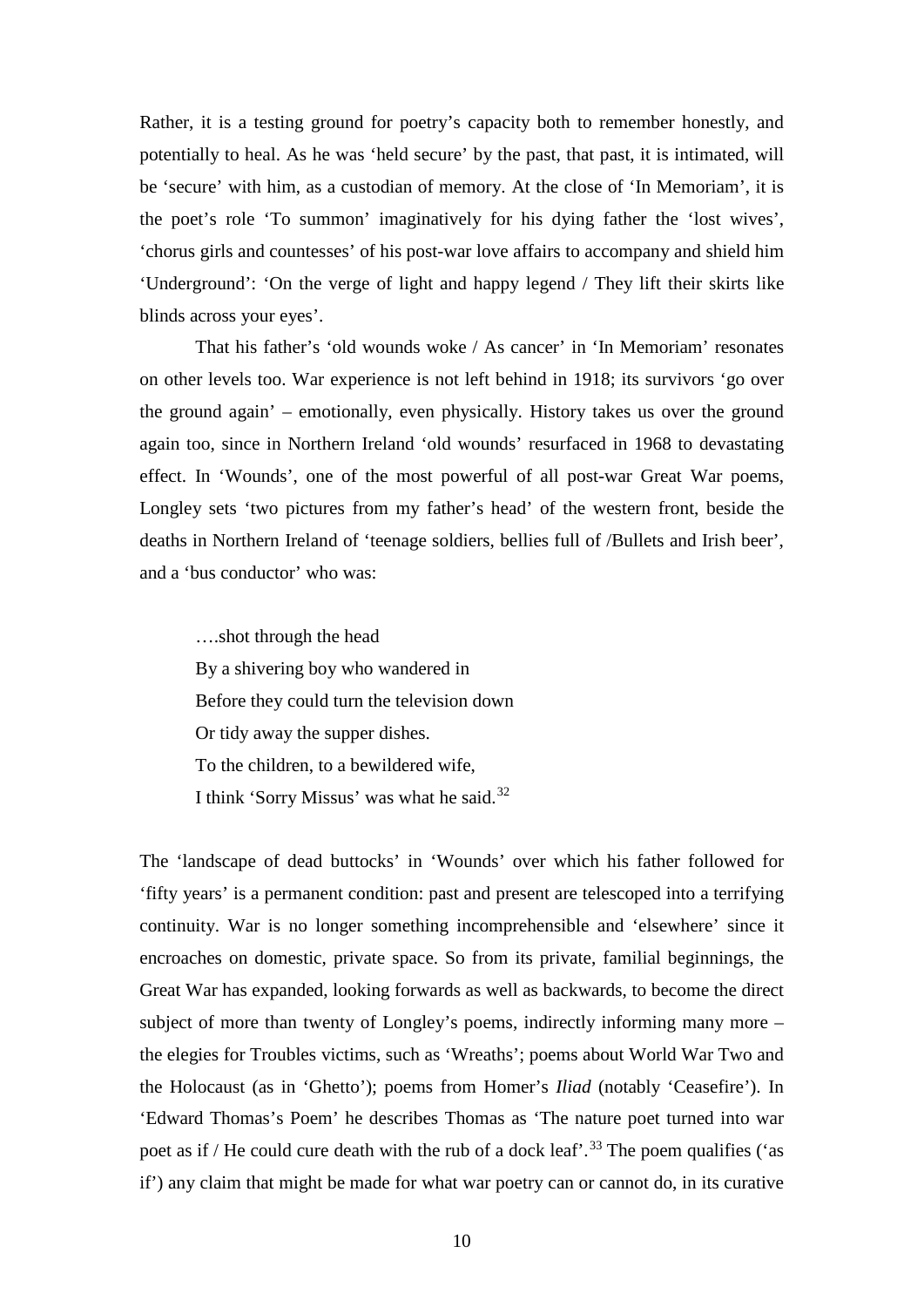Rather, it is a testing ground for poetry's capacity both to remember honestly, and potentially to heal. As he was 'held secure' by the past, that past, it is intimated, will be 'secure' with him, as a custodian of memory. At the close of 'In Memoriam', it is the poet's role 'To summon' imaginatively for his dying father the 'lost wives', 'chorus girls and countesses' of his post-war love affairs to accompany and shield him 'Underground': 'On the verge of light and happy legend / They lift their skirts like blinds across your eyes'.

That his father's 'old wounds woke / As cancer' in 'In Memoriam' resonates on other levels too. War experience is not left behind in 1918; its survivors 'go over the ground again' – emotionally, even physically. History takes us over the ground again too, since in Northern Ireland 'old wounds' resurfaced in 1968 to devastating effect. In 'Wounds', one of the most powerful of all post-war Great War poems, Longley sets 'two pictures from my father's head' of the western front, beside the deaths in Northern Ireland of 'teenage soldiers, bellies full of /Bullets and Irish beer', and a 'bus conductor' who was:

> ….shot through the head
> By a shivering boy who wandered in
> Before they could turn the television down
> Or tidy away the supper dishes.
> To the children, to a bewildered wife,
> I think 'Sorry Missus' was what he said.[32]

The 'landscape of dead buttocks' in 'Wounds' over which his father followed for 'fifty years' is a permanent condition: past and present are telescoped into a terrifying continuity. War is no longer something incomprehensible and 'elsewhere' since it encroaches on domestic, private space. So from its private, familial beginnings, the Great War has expanded, looking forwards as well as backwards, to become the direct subject of more than twenty of Longley's poems, indirectly informing many more – the elegies for Troubles victims, such as 'Wreaths'; poems about World War Two and the Holocaust (as in 'Ghetto'); poems from Homer's *Iliad* (notably 'Ceasefire'). In 'Edward Thomas's Poem' he describes Thomas as 'The nature poet turned into war poet as if / He could cure death with the rub of a dock leaf'.[33] The poem qualifies ('as if') any claim that might be made for what war poetry can or cannot do, in its curative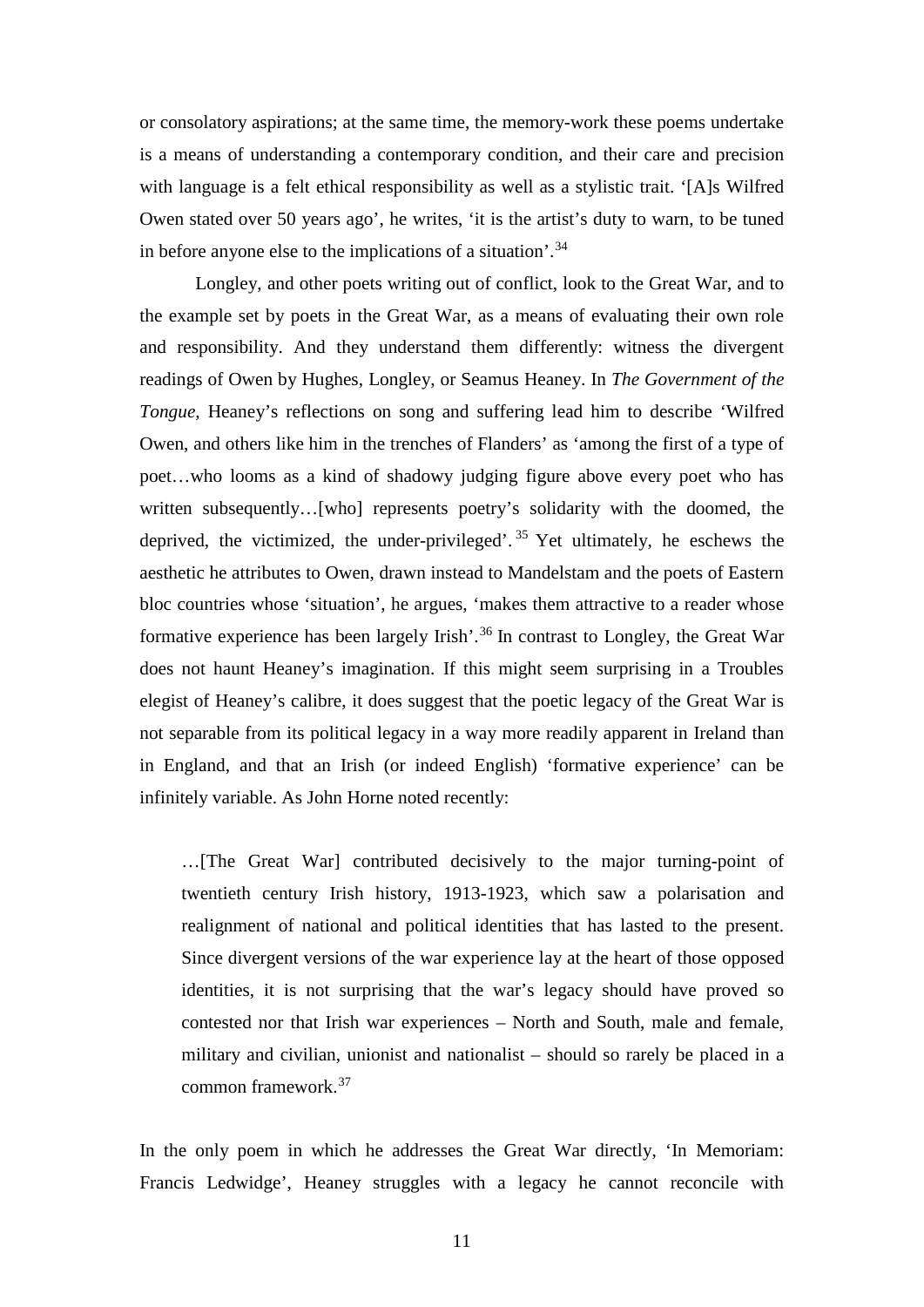or consolatory aspirations; at the same time, the memory-work these poems undertake is a means of understanding a contemporary condition, and their care and precision with language is a felt ethical responsibility as well as a stylistic trait. '[A]s Wilfred Owen stated over 50 years ago', he writes, 'it is the artist's duty to warn, to be tuned in before anyone else to the implications of a situation'.[34]

Longley, and other poets writing out of conflict, look to the Great War, and to the example set by poets in the Great War, as a means of evaluating their own role and responsibility. And they understand them differently: witness the divergent readings of Owen by Hughes, Longley, or Seamus Heaney. In *The Government of the Tongue,* Heaney's reflections on song and suffering lead him to describe 'Wilfred Owen, and others like him in the trenches of Flanders' as 'among the first of a type of poet…who looms as a kind of shadowy judging figure above every poet who has written subsequently…[who] represents poetry's solidarity with the doomed, the deprived, the victimized, the under-privileged'.[35] Yet ultimately, he eschews the aesthetic he attributes to Owen, drawn instead to Mandelstam and the poets of Eastern bloc countries whose 'situation', he argues, 'makes them attractive to a reader whose formative experience has been largely Irish'.[36] In contrast to Longley, the Great War does not haunt Heaney's imagination. If this might seem surprising in a Troubles elegist of Heaney's calibre, it does suggest that the poetic legacy of the Great War is not separable from its political legacy in a way more readily apparent in Ireland than in England, and that an Irish (or indeed English) 'formative experience' can be infinitely variable. As John Horne noted recently:

> …[The Great War] contributed decisively to the major turning-point of twentieth century Irish history, 1913-1923, which saw a polarisation and realignment of national and political identities that has lasted to the present. Since divergent versions of the war experience lay at the heart of those opposed identities, it is not surprising that the war's legacy should have proved so contested nor that Irish war experiences – North and South, male and female, military and civilian, unionist and nationalist – should so rarely be placed in a common framework.[37]

In the only poem in which he addresses the Great War directly, 'In Memoriam: Francis Ledwidge', Heaney struggles with a legacy he cannot reconcile with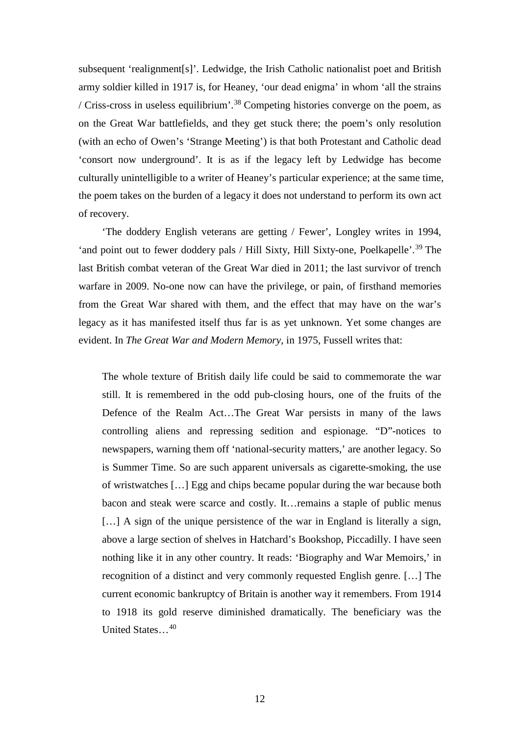subsequent 'realignment[s]'. Ledwidge, the Irish Catholic nationalist poet and British army soldier killed in 1917 is, for Heaney, 'our dead enigma' in whom 'all the strains / Criss-cross in useless equilibrium'.[38] Competing histories converge on the poem, as on the Great War battlefields, and they get stuck there; the poem's only resolution (with an echo of Owen's 'Strange Meeting') is that both Protestant and Catholic dead 'consort now underground'. It is as if the legacy left by Ledwidge has become culturally unintelligible to a writer of Heaney's particular experience; at the same time, the poem takes on the burden of a legacy it does not understand to perform its own act of recovery.

'The doddery English veterans are getting / Fewer', Longley writes in 1994, 'and point out to fewer doddery pals / Hill Sixty, Hill Sixty-one, Poelkapelle'.[39] The last British combat veteran of the Great War died in 2011; the last survivor of trench warfare in 2009. No-one now can have the privilege, or pain, of firsthand memories from the Great War shared with them, and the effect that may have on the war's legacy as it has manifested itself thus far is as yet unknown. Yet some changes are evident. In *The Great War and Modern Memory*, in 1975, Fussell writes that:

> The whole texture of British daily life could be said to commemorate the war still. It is remembered in the odd pub-closing hours, one of the fruits of the Defence of the Realm Act…The Great War persists in many of the laws controlling aliens and repressing sedition and espionage. "D"-notices to newspapers, warning them off 'national-security matters,' are another legacy. So is Summer Time. So are such apparent universals as cigarette-smoking, the use of wristwatches […] Egg and chips became popular during the war because both bacon and steak were scarce and costly. It…remains a staple of public menus […] A sign of the unique persistence of the war in England is literally a sign, above a large section of shelves in Hatchard's Bookshop, Piccadilly. I have seen nothing like it in any other country. It reads: 'Biography and War Memoirs,' in recognition of a distinct and very commonly requested English genre. […] The current economic bankruptcy of Britain is another way it remembers. From 1914 to 1918 its gold reserve diminished dramatically. The beneficiary was the United States…[40]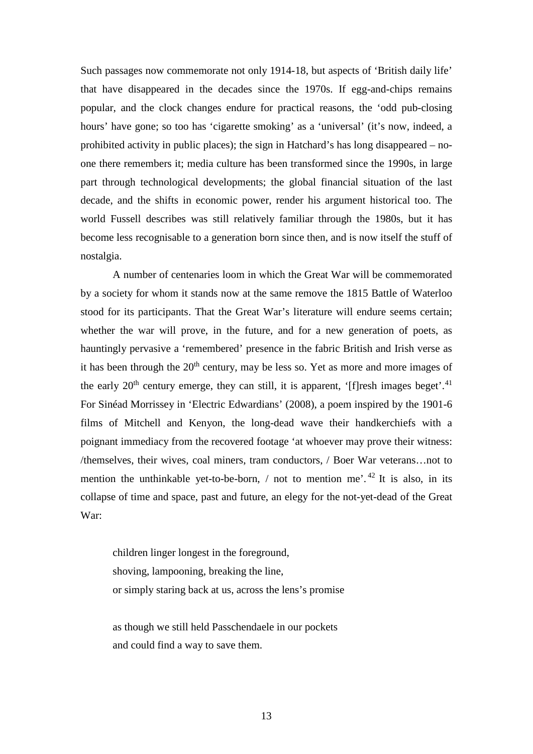Such passages now commemorate not only 1914-18, but aspects of 'British daily life' that have disappeared in the decades since the 1970s. If egg-and-chips remains popular, and the clock changes endure for practical reasons, the 'odd pub-closing hours' have gone; so too has 'cigarette smoking' as a 'universal' (it's now, indeed, a prohibited activity in public places); the sign in Hatchard's has long disappeared – no-one there remembers it; media culture has been transformed since the 1990s, in large part through technological developments; the global financial situation of the last decade, and the shifts in economic power, render his argument historical too. The world Fussell describes was still relatively familiar through the 1980s, but it has become less recognisable to a generation born since then, and is now itself the stuff of nostalgia.

A number of centenaries loom in which the Great War will be commemorated by a society for whom it stands now at the same remove the 1815 Battle of Waterloo stood for its participants. That the Great War's literature will endure seems certain; whether the war will prove, in the future, and for a new generation of poets, as hauntingly pervasive a 'remembered' presence in the fabric British and Irish verse as it has been through the 20th century, may be less so. Yet as more and more images of the early 20th century emerge, they can still, it is apparent, '[f]resh images beget'.[41] For Sinéad Morrissey in 'Electric Edwardians' (2008), a poem inspired by the 1901-6 films of Mitchell and Kenyon, the long-dead wave their handkerchiefs with a poignant immediacy from the recovered footage 'at whoever may prove their witness: /themselves, their wives, coal miners, tram conductors, / Boer War veterans…not to mention the unthinkable yet-to-be-born, / not to mention me'.[42] It is also, in its collapse of time and space, past and future, an elegy for the not-yet-dead of the Great War:

> children linger longest in the foreground,
> shoving, lampooning, breaking the line,
> or simply staring back at us, across the lens's promise
>
> as though we still held Passchendaele in our pockets
> and could find a way to save them.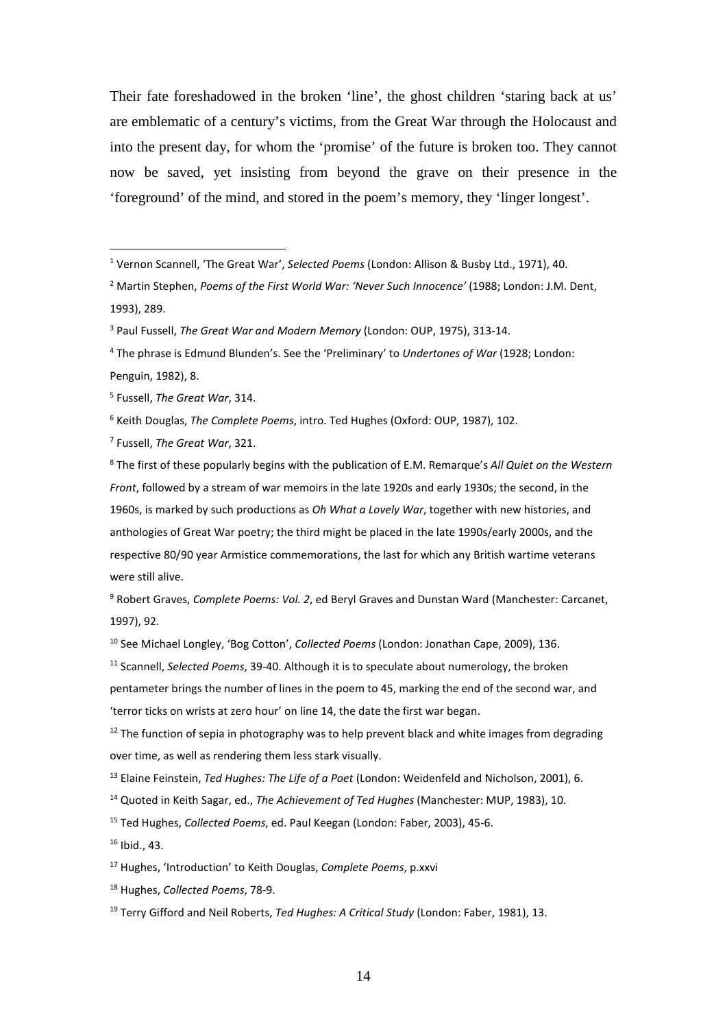Their fate foreshadowed in the broken 'line', the ghost children 'staring back at us' are emblematic of a century's victims, from the Great War through the Holocaust and into the present day, for whom the 'promise' of the future is broken too. They cannot now be saved, yet insisting from beyond the grave on their presence in the 'foreground' of the mind, and stored in the poem's memory, they 'linger longest'.

---

[1] Vernon Scannell, 'The Great War', *Selected Poems* (London: Allison & Busby Ltd., 1971), 40.

[2] Martin Stephen, *Poems of the First World War: 'Never Such Innocence'* (1988; London: J.M. Dent, 1993), 289.

[3] Paul Fussell, *The Great War and Modern Memory* (London: OUP, 1975), 313-14.

[4] The phrase is Edmund Blunden's. See the 'Preliminary' to *Undertones of War* (1928; London: Penguin, 1982), 8.

[5] Fussell, *The Great War*, 314.

[6] Keith Douglas, *The Complete Poems*, intro. Ted Hughes (Oxford: OUP, 1987), 102.

[7] Fussell, *The Great War*, 321.

[8] The first of these popularly begins with the publication of E.M. Remarque's *All Quiet on the Western Front*, followed by a stream of war memoirs in the late 1920s and early 1930s; the second, in the 1960s, is marked by such productions as *Oh What a Lovely War*, together with new histories, and anthologies of Great War poetry; the third might be placed in the late 1990s/early 2000s, and the respective 80/90 year Armistice commemorations, the last for which any British wartime veterans were still alive.

[9] Robert Graves, *Complete Poems: Vol. 2*, ed Beryl Graves and Dunstan Ward (Manchester: Carcanet, 1997), 92.

[10] See Michael Longley, 'Bog Cotton', *Collected Poems* (London: Jonathan Cape, 2009), 136.

[11] Scannell, *Selected Poems*, 39-40. Although it is to speculate about numerology, the broken pentameter brings the number of lines in the poem to 45, marking the end of the second war, and 'terror ticks on wrists at zero hour' on line 14, the date the first war began.

[12] The function of sepia in photography was to help prevent black and white images from degrading over time, as well as rendering them less stark visually.

[13] Elaine Feinstein, *Ted Hughes: The Life of a Poet* (London: Weidenfeld and Nicholson, 2001), 6.

[14] Quoted in Keith Sagar, ed., *The Achievement of Ted Hughes* (Manchester: MUP, 1983), 10.

[15] Ted Hughes, *Collected Poems*, ed. Paul Keegan (London: Faber, 2003), 45-6.

[16] Ibid., 43.

[17] Hughes, 'Introduction' to Keith Douglas, *Complete Poems*, p.xxvi

[18] Hughes, *Collected Poems*, 78-9.

[19] Terry Gifford and Neil Roberts, *Ted Hughes: A Critical Study* (London: Faber, 1981), 13.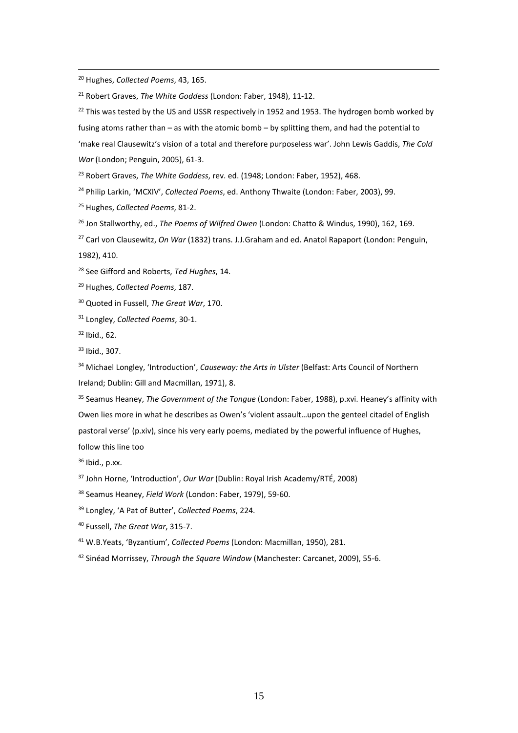[20] Hughes, *Collected Poems*, 43, 165.

[21] Robert Graves, *The White Goddess* (London: Faber, 1948), 11-12.

[22] This was tested by the US and USSR respectively in 1952 and 1953. The hydrogen bomb worked by fusing atoms rather than – as with the atomic bomb – by splitting them, and had the potential to 'make real Clausewitz's vision of a total and therefore purposeless war'. John Lewis Gaddis, *The Cold War* (London; Penguin, 2005), 61-3.

[23] Robert Graves, *The White Goddess*, rev. ed. (1948; London: Faber, 1952), 468.

[24] Philip Larkin, 'MCXIV', *Collected Poems*, ed. Anthony Thwaite (London: Faber, 2003), 99.

[25] Hughes, *Collected Poems*, 81-2.

[26] Jon Stallworthy, ed., *The Poems of Wilfred Owen* (London: Chatto & Windus, 1990), 162, 169.

[27] Carl von Clausewitz, *On War* (1832) trans. J.J.Graham and ed. Anatol Rapaport (London: Penguin, 1982), 410.

[28] See Gifford and Roberts, *Ted Hughes*, 14.

[29] Hughes, *Collected Poems*, 187.

[30] Quoted in Fussell, *The Great War*, 170.

[31] Longley, *Collected Poems*, 30-1.

[32] Ibid., 62.

[33] Ibid., 307.

[34] Michael Longley, 'Introduction', *Causeway: the Arts in Ulster* (Belfast: Arts Council of Northern Ireland; Dublin: Gill and Macmillan, 1971), 8.

[35] Seamus Heaney, *The Government of the Tongue* (London: Faber, 1988), p.xvi. Heaney's affinity with Owen lies more in what he describes as Owen's 'violent assault…upon the genteel citadel of English pastoral verse' (p.xiv), since his very early poems, mediated by the powerful influence of Hughes, follow this line too

[36] Ibid., p.xx.

[37] John Horne, 'Introduction', *Our War* (Dublin: Royal Irish Academy/RTÉ, 2008)

[38] Seamus Heaney, *Field Work* (London: Faber, 1979), 59-60.

[39] Longley, 'A Pat of Butter', *Collected Poems*, 224.

[40] Fussell, *The Great War*, 315-7.

[41] W.B.Yeats, 'Byzantium', *Collected Poems* (London: Macmillan, 1950), 281.

[42] Sinéad Morrissey, *Through the Square Window* (Manchester: Carcanet, 2009), 55-6.